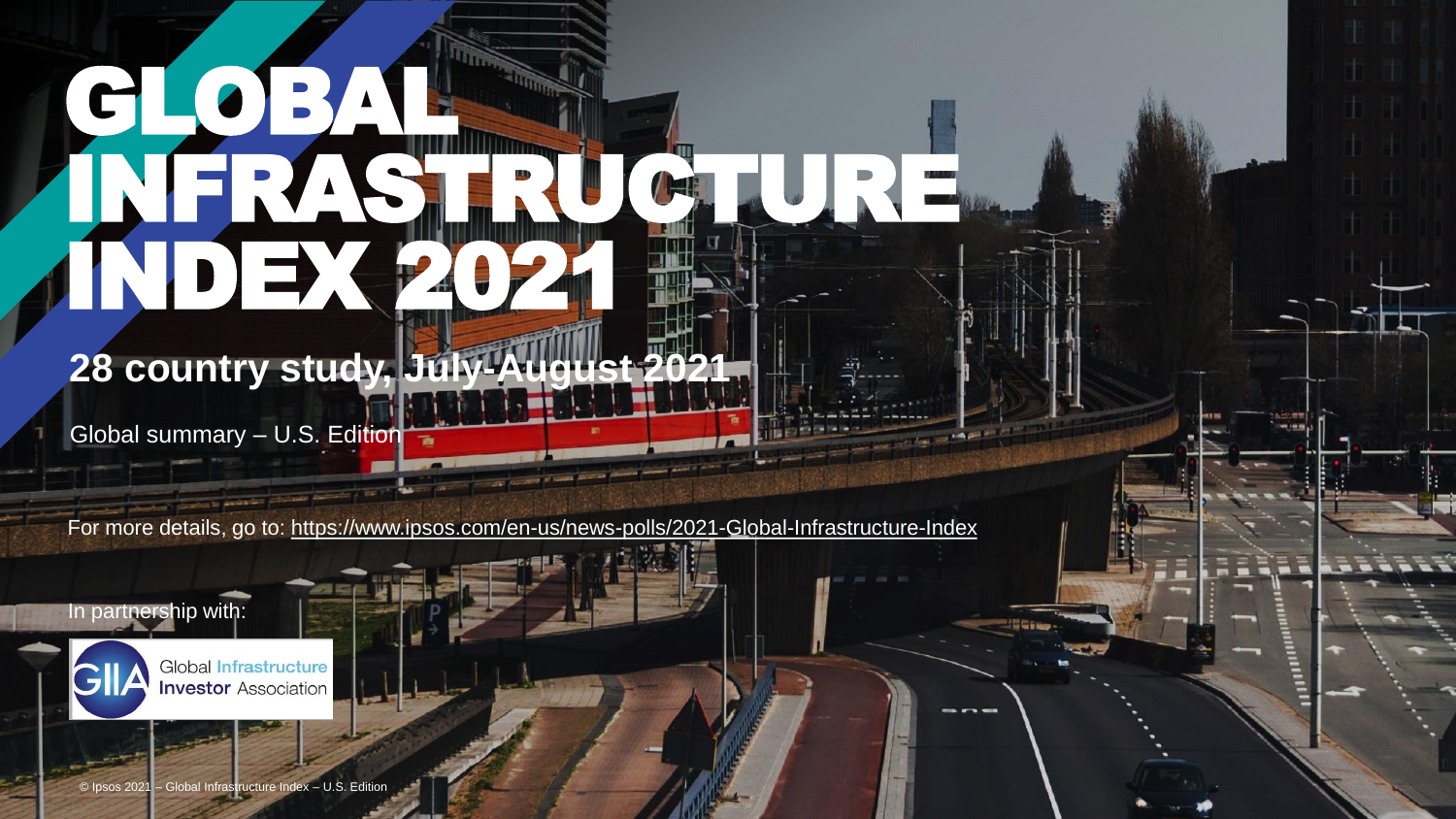# GLOBAL INFRASTRUCTURE INDEX 2021

## 28 country study, July-August 2021

Global summary – U.S. Edition

For more details, go to: https://www.ipsos.com/en-us/news-polls/2021-Global-Infrastructure-Index

In partnership with:

GIIA Global Infrastructure Investor Association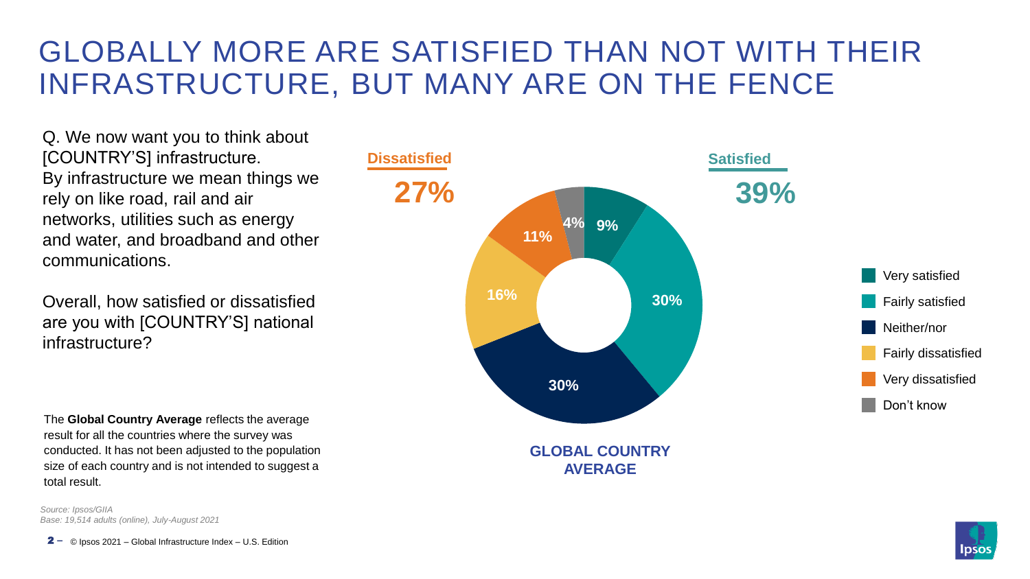# GLOBALLY MORE ARE SATISFIED THAN NOT WITH THEIR INFRASTRUCTURE, BUT MANY ARE ON THE FENCE

Q. We now want you to think about [COUNTRY'S] infrastructure. By infrastructure we mean things we rely on like road, rail and air networks, utilities such as energy and water, and broadband and other communications.

Overall, how satisfied or dissatisfied are you with [COUNTRY'S] national infrastructure?

The **Global Country Average** reflects the average result for all the countries where the survey was conducted. It has not been adjusted to the population size of each country and is not intended to suggest a total result.

**Dissatisfied** 27%

**Satisfied** 39%

| Response | % |
| --- | --- |
| Very satisfied | 9% |
| Fairly satisfied | 30% |
| Neither/nor | 30% |
| Fairly dissatisfied | 16% |
| Very dissatisfied | 11% |
| Don't know | 4% |

**GLOBAL COUNTRY AVERAGE**

*Source: Ipsos/GIIA*
*Base: 19,514 adults (online), July-August 2021*

© Ipsos 2021 – Global Infrastructure Index – U.S. Edition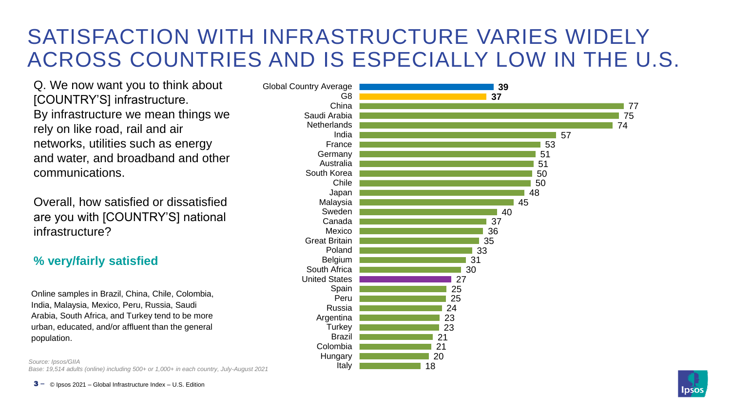# SATISFACTION WITH INFRASTRUCTURE VARIES WIDELY ACROSS COUNTRIES AND IS ESPECIALLY LOW IN THE U.S.

Q. We now want you to think about [COUNTRY'S] infrastructure. By infrastructure we mean things we rely on like road, rail and air networks, utilities such as energy and water, and broadband and other communications.

Overall, how satisfied or dissatisfied are you with [COUNTRY'S] national infrastructure?

**% very/fairly satisfied**

| Country | % very/fairly satisfied |
| --- | --- |
| **Global Country Average** | **39** |
| **G8** | **37** |
| China | 77 |
| Saudi Arabia | 75 |
| Netherlands | 74 |
| India | 57 |
| France | 53 |
| Germany | 51 |
| Australia | 51 |
| South Korea | 50 |
| Chile | 50 |
| Japan | 48 |
| Malaysia | 45 |
| Sweden | 40 |
| Canada | 37 |
| Mexico | 36 |
| Great Britain | 35 |
| Poland | 33 |
| Belgium | 31 |
| South Africa | 30 |
| United States | 27 |
| Spain | 25 |
| Peru | 25 |
| Russia | 24 |
| Argentina | 23 |
| Turkey | 23 |
| Brazil | 21 |
| Colombia | 21 |
| Hungary | 20 |
| Italy | 18 |

Online samples in Brazil, China, Chile, Colombia, India, Malaysia, Mexico, Peru, Russia, Saudi Arabia, South Africa, and Turkey tend to be more urban, educated, and/or affluent than the general population.

*Source: Ipsos/GIIA*
*Base: 19,514 adults (online) including 500+ or 1,000+ in each country, July-August 2021*

© Ipsos 2021 – Global Infrastructure Index – U.S. Edition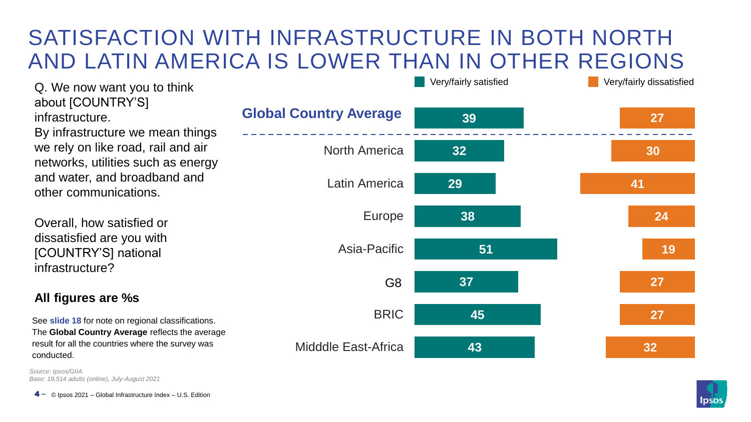# SATISFACTION WITH INFRASTRUCTURE IN BOTH NORTH AND LATIN AMERICA IS LOWER THAN IN OTHER REGIONS

Q. We now want you to think about [COUNTRY'S] infrastructure.
By infrastructure we mean things we rely on like road, rail and air networks, utilities such as energy and water, and broadband and other communications.

Overall, how satisfied or dissatisfied are you with [COUNTRY'S] national infrastructure?

**All figures are %s**

See **slide 18** for note on regional classifications. The **Global Country Average** reflects the average result for all the countries where the survey was conducted.

| | Very/fairly satisfied | Very/fairly dissatisfied |
|---|---|---|
| **Global Country Average** | 39 | 27 |
| North America | 32 | 30 |
| Latin America | 29 | 41 |
| Europe | 38 | 24 |
| Asia-Pacific | 51 | 19 |
| G8 | 37 | 27 |
| BRIC | 45 | 27 |
| Midddle East-Africa | 43 | 32 |

*Source: Ipsos/GIIA*
*Base: 19,514 adults (online), July-August 2021*

© Ipsos 2021 – Global Infrastructure Index – U.S. Edition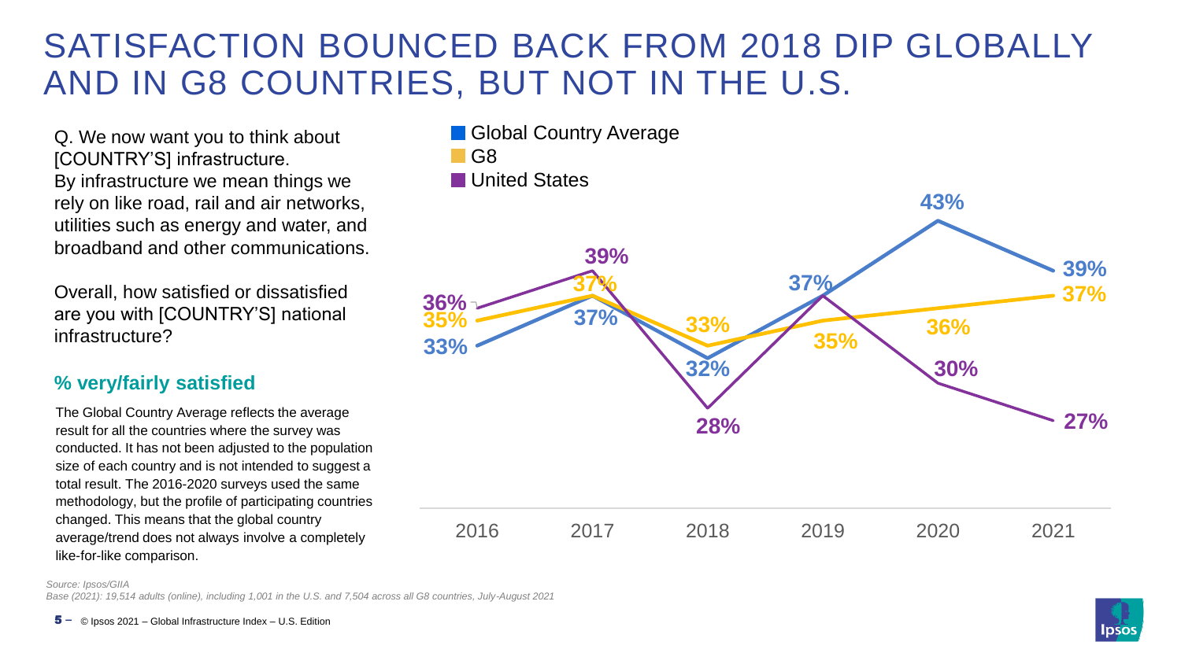# SATISFACTION BOUNCED BACK FROM 2018 DIP GLOBALLY AND IN G8 COUNTRIES, BUT NOT IN THE U.S.

Q. We now want you to think about [COUNTRY'S] infrastructure. By infrastructure we mean things we rely on like road, rail and air networks, utilities such as energy and water, and broadband and other communications.

Overall, how satisfied or dissatisfied are you with [COUNTRY'S] national infrastructure?

**% very/fairly satisfied**

The Global Country Average reflects the average result for all the countries where the survey was conducted. It has not been adjusted to the population size of each country and is not intended to suggest a total result. The 2016-2020 surveys used the same methodology, but the profile of participating countries changed. This means that the global country average/trend does not always involve a completely like-for-like comparison.

| | 2016 | 2017 | 2018 | 2019 | 2020 | 2021 |
|---|---|---|---|---|---|---|
| Global Country Average | 33% | 37% | 32% | 37% | 43% | 39% |
| G8 | 35% | 37% | 33% | 35% | 36% | 37% |
| United States | 36% | 39% | 28% | 37% | 30% | 27% |

*Source: Ipsos/GIIA*
*Base (2021): 19,514 adults (online), including 1,001 in the U.S. and 7,504 across all G8 countries, July-August 2021*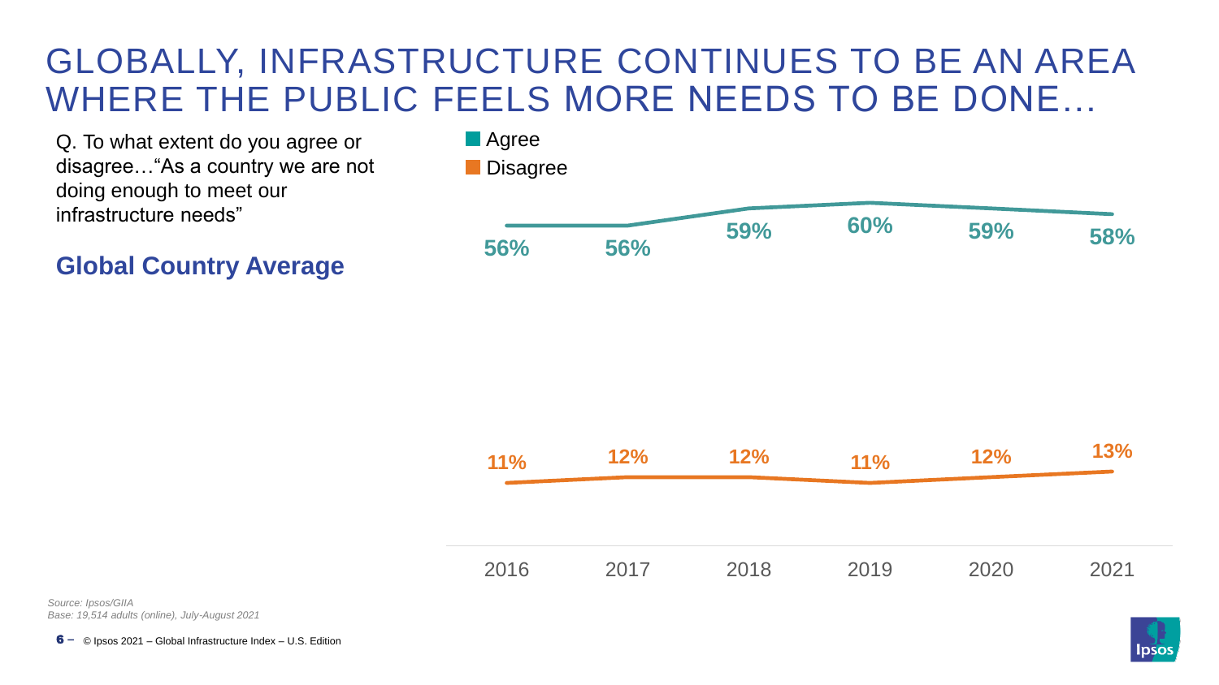# GLOBALLY, INFRASTRUCTURE CONTINUES TO BE AN AREA WHERE THE PUBLIC FEELS MORE NEEDS TO BE DONE…

Q. To what extent do you agree or disagree…"As a country we are not doing enough to meet our infrastructure needs"

**Global Country Average**

| | 2016 | 2017 | 2018 | 2019 | 2020 | 2021 |
|---|---|---|---|---|---|---|
| Agree | 56% | 56% | 59% | 60% | 59% | 58% |
| Disagree | 11% | 12% | 12% | 11% | 12% | 13% |

*Source: Ipsos/GIIA*
*Base: 19,514 adults (online), July-August 2021*

© Ipsos 2021 – Global Infrastructure Index – U.S. Edition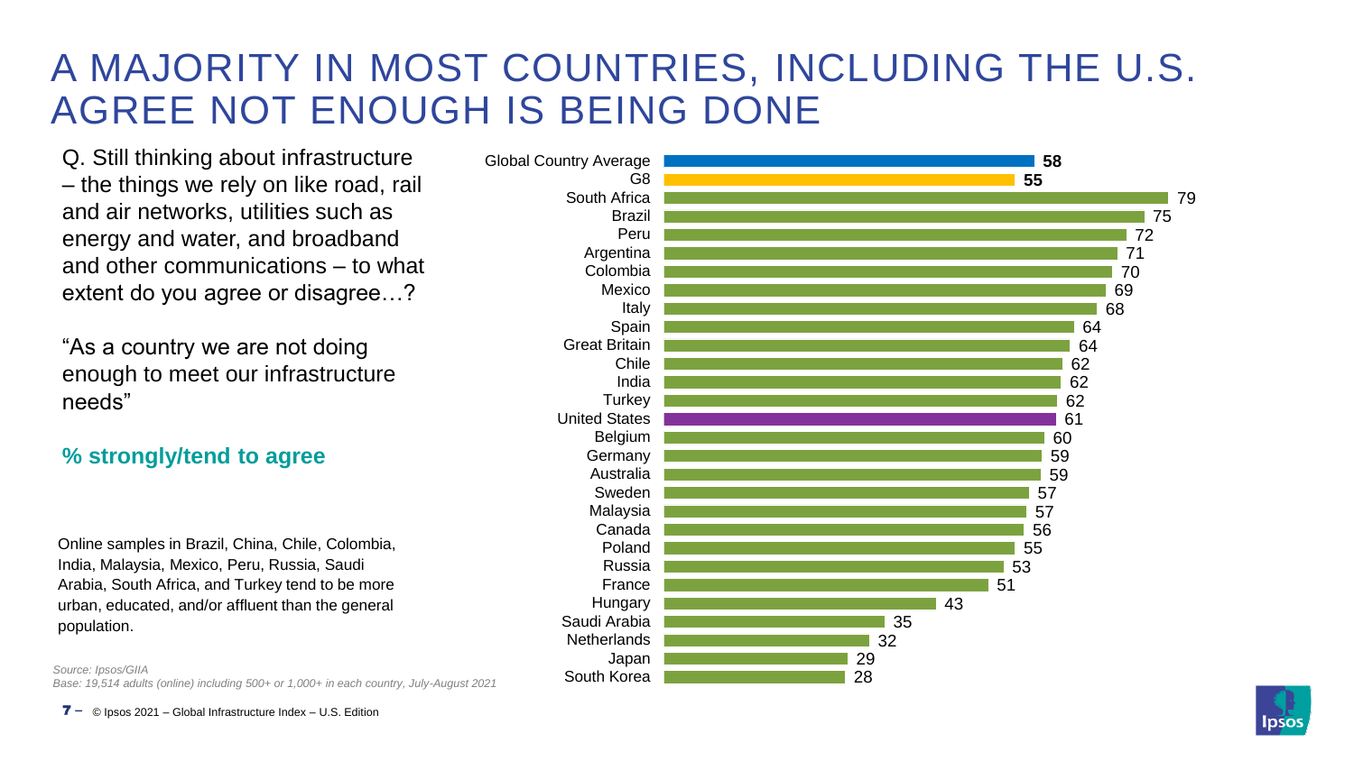# A MAJORITY IN MOST COUNTRIES, INCLUDING THE U.S. AGREE NOT ENOUGH IS BEING DONE

Q. Still thinking about infrastructure – the things we rely on like road, rail and air networks, utilities such as energy and water, and broadband and other communications – to what extent do you agree or disagree…?

"As a country we are not doing enough to meet our infrastructure needs"

**% strongly/tend to agree**

| Country | % |
|---|---|
| Global Country Average | **58** |
| G8 | **55** |
| South Africa | 79 |
| Brazil | 75 |
| Peru | 72 |
| Argentina | 71 |
| Colombia | 70 |
| Mexico | 69 |
| Italy | 68 |
| Spain | 64 |
| Great Britain | 64 |
| Chile | 62 |
| India | 62 |
| Turkey | 62 |
| United States | 61 |
| Belgium | 60 |
| Germany | 59 |
| Australia | 59 |
| Sweden | 57 |
| Malaysia | 57 |
| Canada | 56 |
| Poland | 55 |
| Russia | 53 |
| France | 51 |
| Hungary | 43 |
| Saudi Arabia | 35 |
| Netherlands | 32 |
| Japan | 29 |
| South Korea | 28 |

Online samples in Brazil, China, Chile, Colombia, India, Malaysia, Mexico, Peru, Russia, Saudi Arabia, South Africa, and Turkey tend to be more urban, educated, and/or affluent than the general population.

*Source: Ipsos/GIIA*
*Base: 19,514 adults (online) including 500+ or 1,000+ in each country, July-August 2021*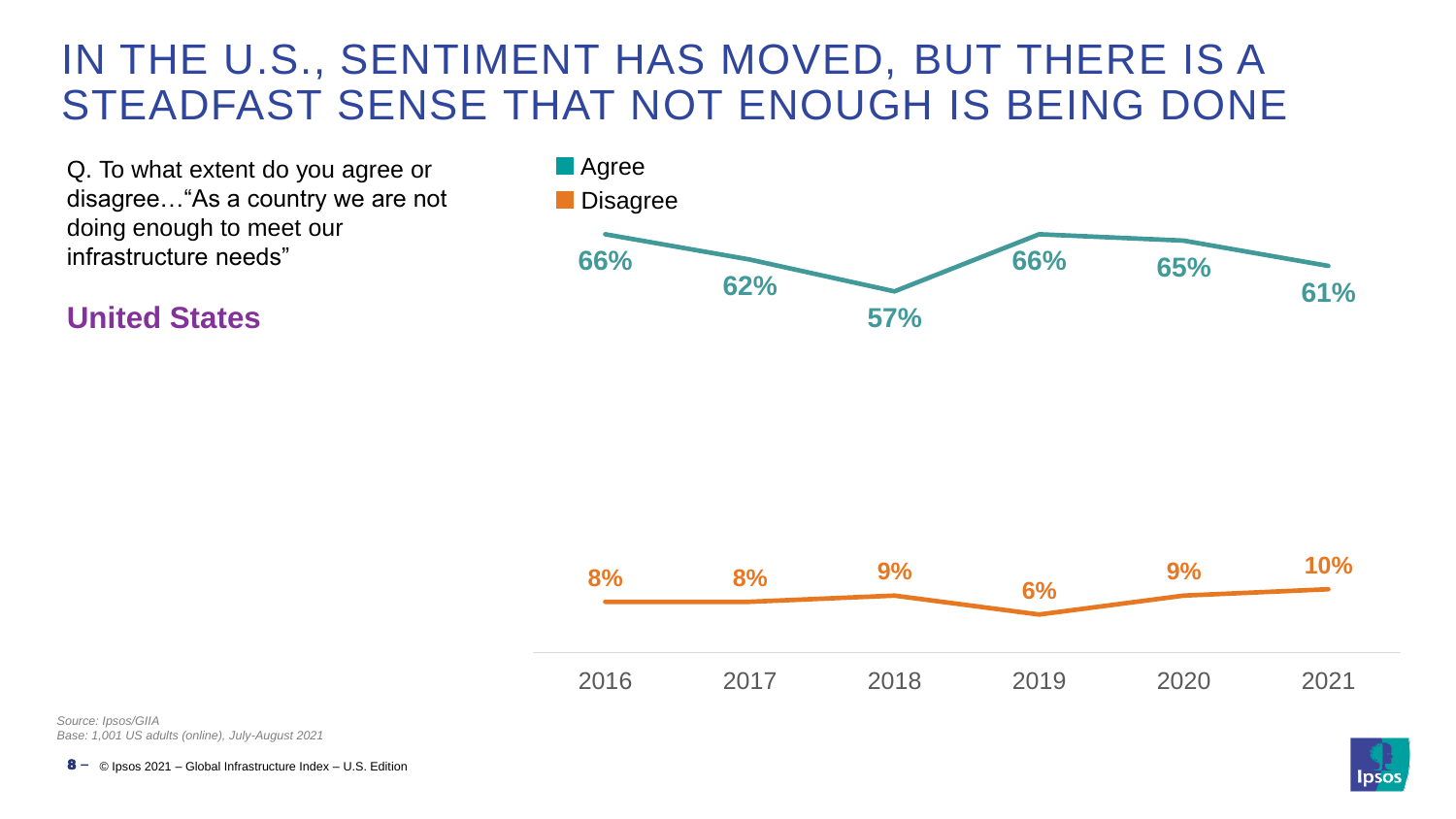# IN THE U.S., SENTIMENT HAS MOVED, BUT THERE IS A STEADFAST SENSE THAT NOT ENOUGH IS BEING DONE

Q. To what extent do you agree or disagree…"As a country we are not doing enough to meet our infrastructure needs"

**United States**

| | 2016 | 2017 | 2018 | 2019 | 2020 | 2021 |
|---|---|---|---|---|---|---|
| Agree | 66% | 62% | 57% | 66% | 65% | 61% |
| Disagree | 8% | 8% | 9% | 6% | 9% | 10% |

*Source: Ipsos/GIIA*
*Base: 1,001 US adults (online), July-August 2021*

© Ipsos 2021 – Global Infrastructure Index – U.S. Edition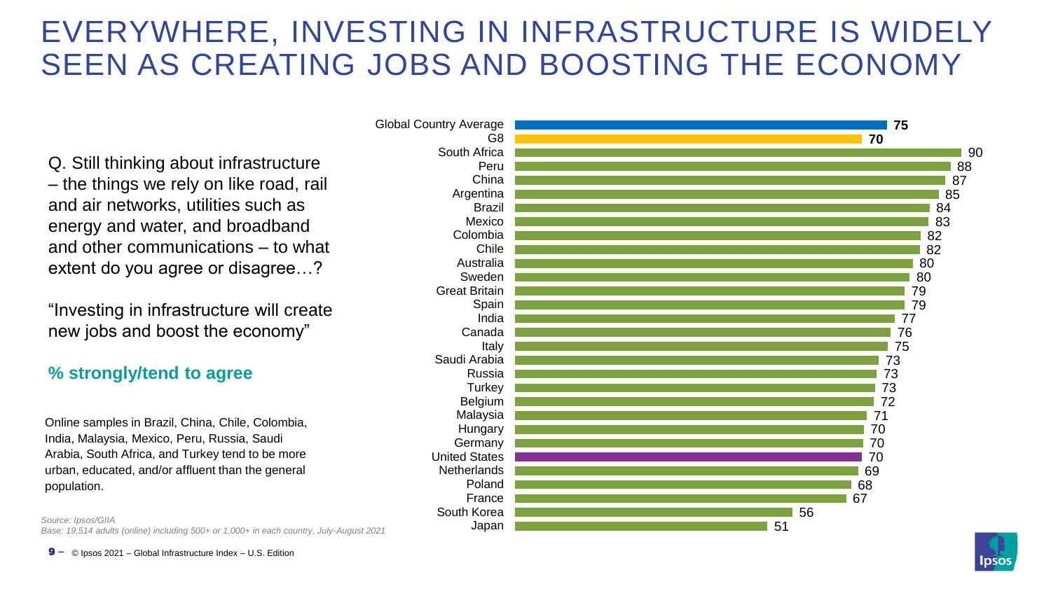# EVERYWHERE, INVESTING IN INFRASTRUCTURE IS WIDELY SEEN AS CREATING JOBS AND BOOSTING THE ECONOMY

Q. Still thinking about infrastructure – the things we rely on like road, rail and air networks, utilities such as energy and water, and broadband and other communications – to what extent do you agree or disagree…?

"Investing in infrastructure will create new jobs and boost the economy"

**% strongly/tend to agree**

| Country | % |
| --- | --- |
| Global Country Average | **75** |
| G8 | **70** |
| South Africa | 90 |
| Peru | 88 |
| China | 87 |
| Argentina | 85 |
| Brazil | 84 |
| Mexico | 83 |
| Colombia | 82 |
| Chile | 82 |
| Australia | 80 |
| Sweden | 80 |
| Great Britain | 79 |
| Spain | 79 |
| India | 77 |
| Canada | 76 |
| Italy | 75 |
| Saudi Arabia | 73 |
| Russia | 73 |
| Turkey | 73 |
| Belgium | 72 |
| Malaysia | 71 |
| Hungary | 70 |
| Germany | 70 |
| United States | 70 |
| Netherlands | 69 |
| Poland | 68 |
| France | 67 |
| South Korea | 56 |
| Japan | 51 |

Online samples in Brazil, China, Chile, Colombia, India, Malaysia, Mexico, Peru, Russia, Saudi Arabia, South Africa, and Turkey tend to be more urban, educated, and/or affluent than the general population.

*Source: Ipsos/GIIA*
*Base: 19,514 adults (online) including 500+ or 1,000+ in each country, July-August 2021*

© Ipsos 2021 – Global Infrastructure Index – U.S. Edition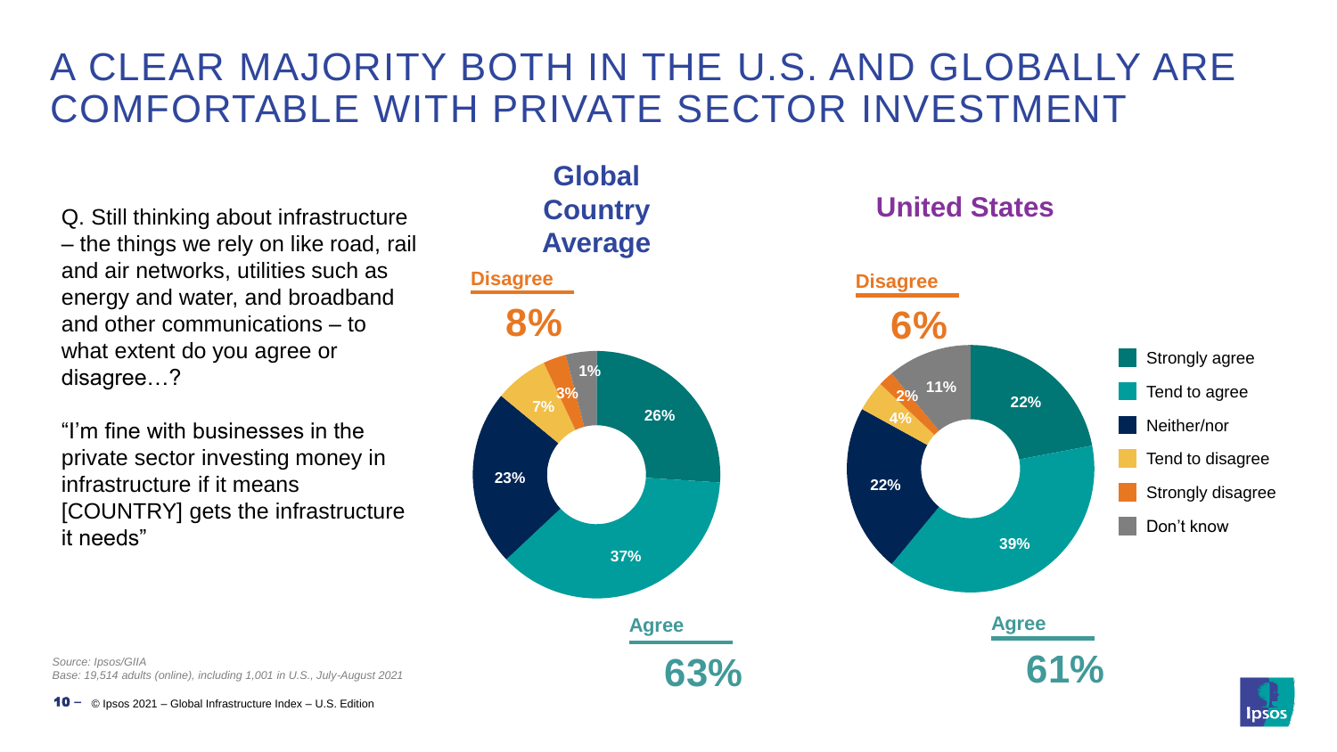# A CLEAR MAJORITY BOTH IN THE U.S. AND GLOBALLY ARE COMFORTABLE WITH PRIVATE SECTOR INVESTMENT

Q. Still thinking about infrastructure – the things we rely on like road, rail and air networks, utilities such as energy and water, and broadband and other communications – to what extent do you agree or disagree…?

"I'm fine with businesses in the private sector investing money in infrastructure if it means [COUNTRY] gets the infrastructure it needs"

| | Global Country Average | United States |
| --- | --- | --- |
| Strongly agree | 26% | 22% |
| Tend to agree | 37% | 39% |
| Neither/nor | 23% | 22% |
| Tend to disagree | 7% | 4% |
| Strongly disagree | 3% | 2% |
| Don't know | 1% | 11% |
| **Agree** | **63%** | **61%** |
| **Disagree** | **8%** | **6%** |

*Source: Ipsos/GIIA*
*Base: 19,514 adults (online), including 1,001 in U.S., July-August 2021*

© Ipsos 2021 – Global Infrastructure Index – U.S. Edition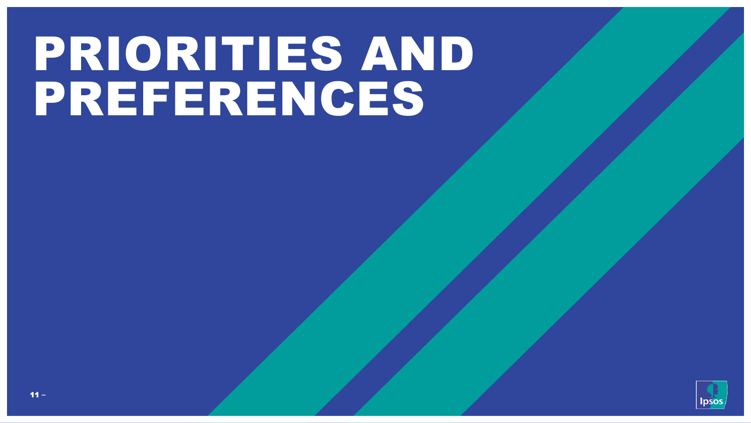# PRIORITIES AND PREFERENCES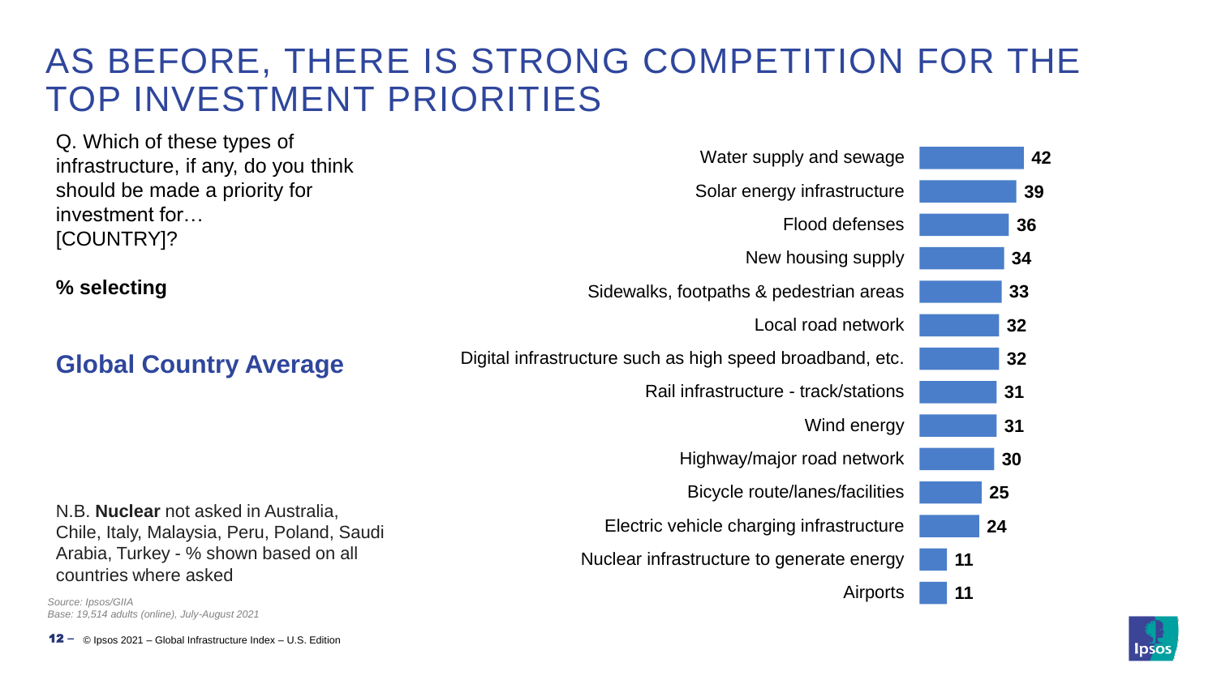# AS BEFORE, THERE IS STRONG COMPETITION FOR THE TOP INVESTMENT PRIORITIES

Q. Which of these types of infrastructure, if any, do you think should be made a priority for investment for… [COUNTRY]?

**% selecting**

## Global Country Average

| Infrastructure | % |
|---|---|
| Water supply and sewage | 42 |
| Solar energy infrastructure | 39 |
| Flood defenses | 36 |
| New housing supply | 34 |
| Sidewalks, footpaths & pedestrian areas | 33 |
| Local road network | 32 |
| Digital infrastructure such as high speed broadband, etc. | 32 |
| Rail infrastructure - track/stations | 31 |
| Wind energy | 31 |
| Highway/major road network | 30 |
| Bicycle route/lanes/facilities | 25 |
| Electric vehicle charging infrastructure | 24 |
| Nuclear infrastructure to generate energy | 11 |
| Airports | 11 |

N.B. **Nuclear** not asked in Australia, Chile, Italy, Malaysia, Peru, Poland, Saudi Arabia, Turkey - % shown based on all countries where asked

*Source: Ipsos/GIIA*
*Base: 19,514 adults (online), July-August 2021*

© Ipsos 2021 – Global Infrastructure Index – U.S. Edition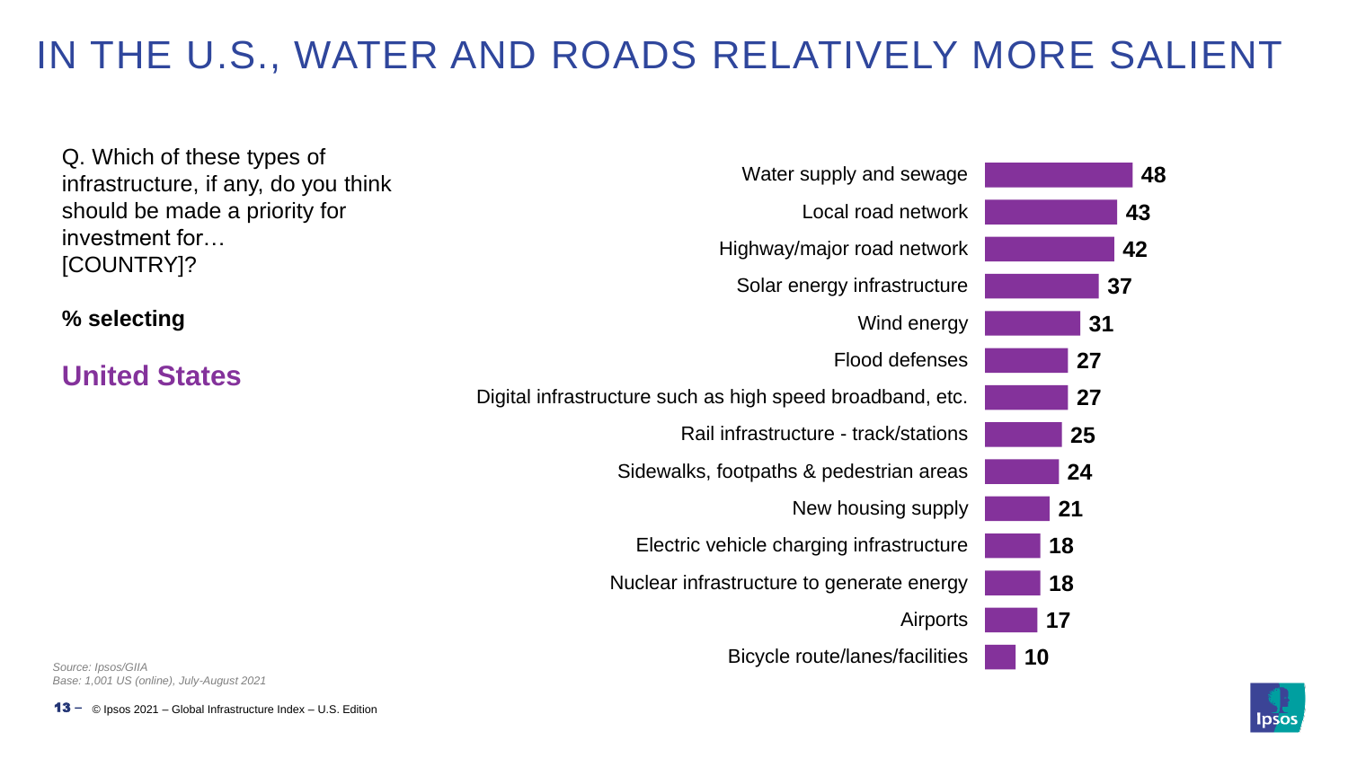# IN THE U.S., WATER AND ROADS RELATIVELY MORE SALIENT

Q. Which of these types of infrastructure, if any, do you think should be made a priority for investment for… [COUNTRY]?

**% selecting**

**United States**

| Infrastructure type | % |
|---|---|
| Water supply and sewage | 48 |
| Local road network | 43 |
| Highway/major road network | 42 |
| Solar energy infrastructure | 37 |
| Wind energy | 31 |
| Flood defenses | 27 |
| Digital infrastructure such as high speed broadband, etc. | 27 |
| Rail infrastructure - track/stations | 25 |
| Sidewalks, footpaths & pedestrian areas | 24 |
| New housing supply | 21 |
| Electric vehicle charging infrastructure | 18 |
| Nuclear infrastructure to generate energy | 18 |
| Airports | 17 |
| Bicycle route/lanes/facilities | 10 |

*Source: Ipsos/GIIA*
*Base: 1,001 US (online), July-August 2021*

© Ipsos 2021 – Global Infrastructure Index – U.S. Edition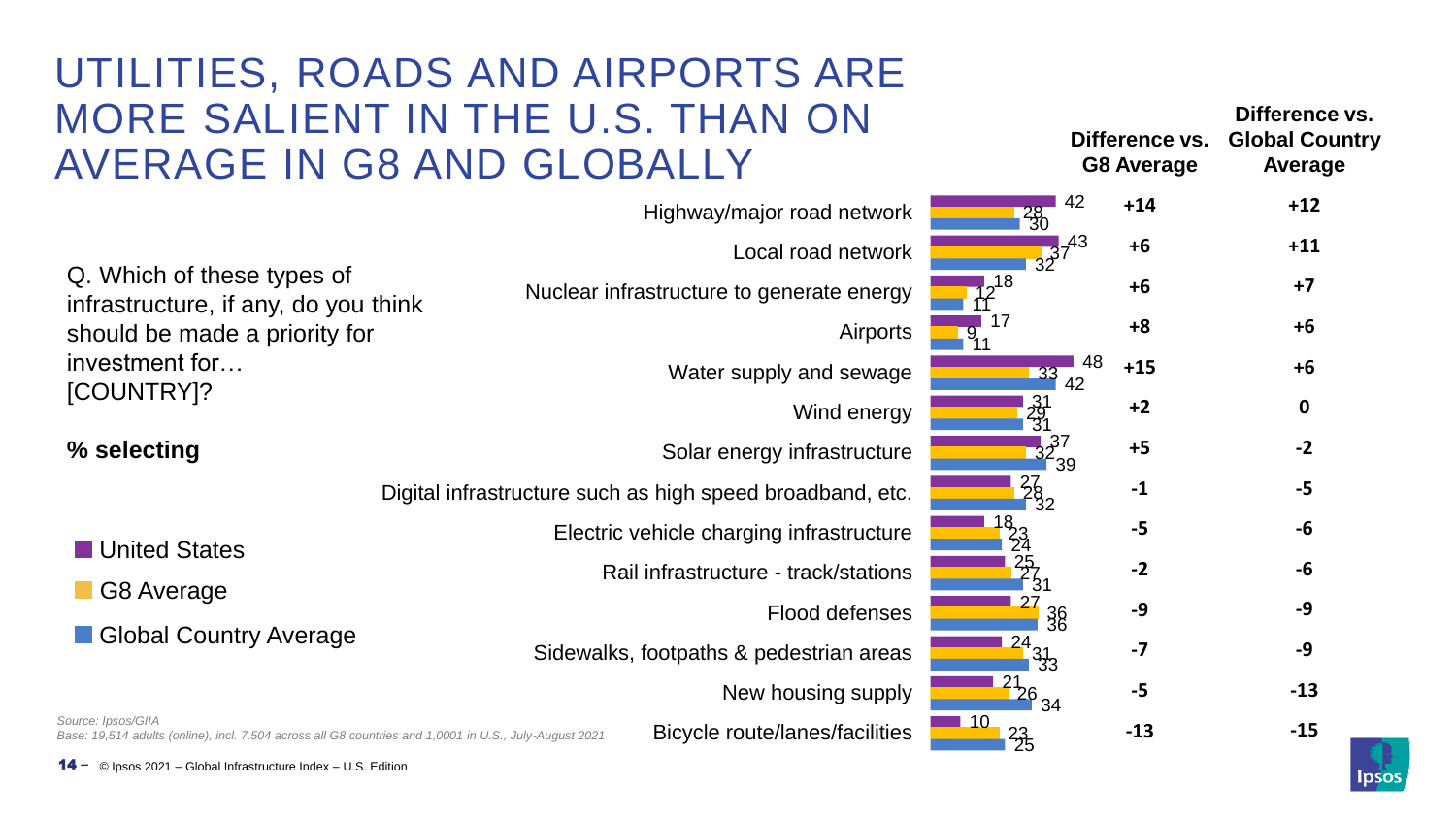# UTILITIES, ROADS AND AIRPORTS ARE MORE SALIENT IN THE U.S. THAN ON AVERAGE IN G8 AND GLOBALLY

Q. Which of these types of infrastructure, if any, do you think should be made a priority for investment for… [COUNTRY]?

**% selecting**

| Infrastructure | United States | G8 Average | Global Country Average | Difference vs. G8 Average | Difference vs. Global Country Average |
|---|---|---|---|---|---|
| Highway/major road network | 42 | 28 | 30 | +14 | +12 |
| Local road network | 43 | 37 | 32 | +6 | +11 |
| Nuclear infrastructure to generate energy | 18 | 12 | 11 | +6 | +7 |
| Airports | 17 | 9 | 11 | +8 | +6 |
| Water supply and sewage | 48 | 33 | 42 | +15 | +6 |
| Wind energy | 31 | 29 | 31 | +2 | 0 |
| Solar energy infrastructure | 37 | 32 | 39 | +5 | -2 |
| Digital infrastructure such as high speed broadband, etc. | 27 | 28 | 32 | -1 | -5 |
| Electric vehicle charging infrastructure | 18 | 23 | 24 | -5 | -6 |
| Rail infrastructure - track/stations | 25 | 27 | 31 | -2 | -6 |
| Flood defenses | 27 | 36 | 36 | -9 | -9 |
| Sidewalks, footpaths & pedestrian areas | 24 | 31 | 33 | -7 | -9 |
| New housing supply | 21 | 26 | 34 | -5 | -13 |
| Bicycle route/lanes/facilities | 10 | 23 | 25 | -13 | -15 |

*Source: Ipsos/GIIA*

*Base: 19,514 adults (online), incl. 7,504 across all G8 countries and 1,0001 in U.S., July-August 2021*

© Ipsos 2021 – Global Infrastructure Index – U.S. Edition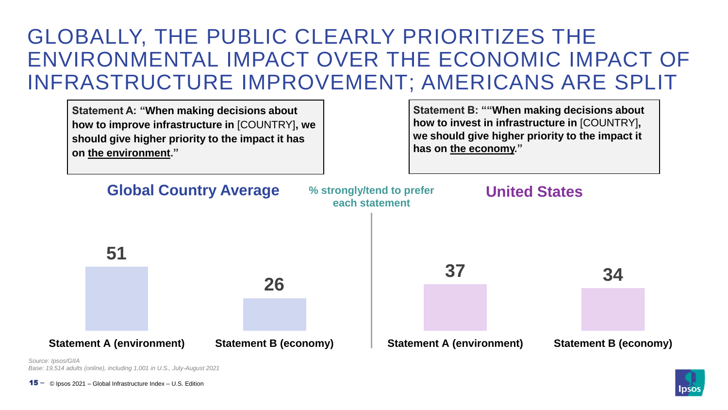# GLOBALLY, THE PUBLIC CLEARLY PRIORITIZES THE ENVIRONMENTAL IMPACT OVER THE ECONOMIC IMPACT OF INFRASTRUCTURE IMPROVEMENT; AMERICANS ARE SPLIT

**Statement A: "When making decisions about how to improve infrastructure in** [COUNTRY]**, we should give higher priority to the impact it has on the environment."**

**Statement B: ""When making decisions about how to invest in infrastructure in** [COUNTRY]**, we should give higher priority to the impact it has on the economy."**

**% strongly/tend to prefer each statement**

| | Statement A (environment) | Statement B (economy) |
|---|---|---|
| **Global Country Average** | 51 | 26 |
| **United States** | 37 | 34 |

*Source: Ipsos/GIIA*
*Base: 19,514 adults (online), including 1,001 in U.S., July-August 2021*

© Ipsos 2021 – Global Infrastructure Index – U.S. Edition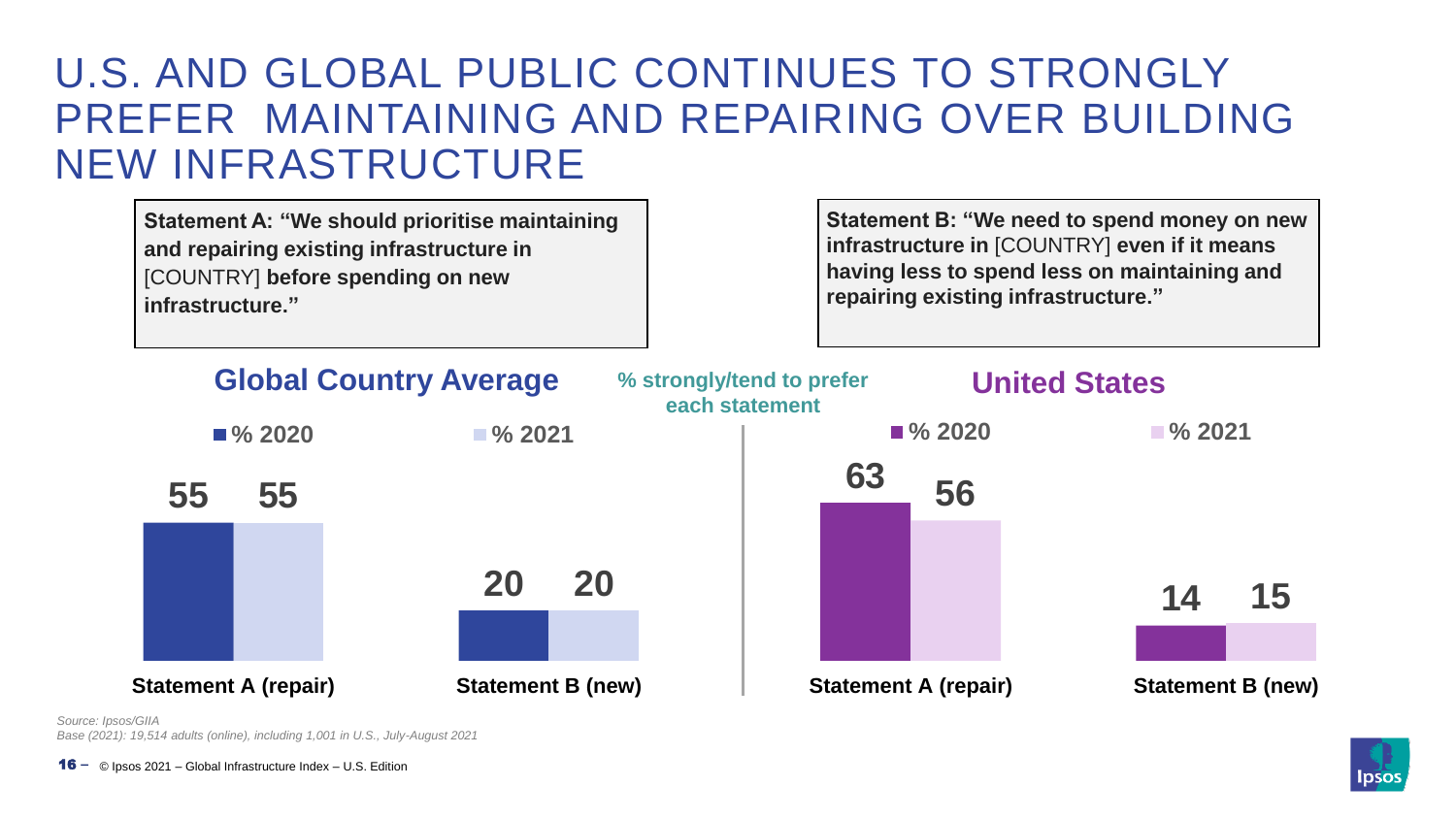# U.S. AND GLOBAL PUBLIC CONTINUES TO STRONGLY PREFER MAINTAINING AND REPAIRING OVER BUILDING NEW INFRASTRUCTURE

**Statement A: "We should prioritise maintaining and repairing existing infrastructure in** [COUNTRY] **before spending on new infrastructure."**

**Statement B: "We need to spend money on new infrastructure in** [COUNTRY] **even if it means having less to spend less on maintaining and repairing existing infrastructure."**

**% strongly/tend to prefer each statement**

## Global Country Average

| | % 2020 | % 2021 |
|---|---|---|
| Statement A (repair) | 55 | 55 |
| Statement B (new) | 20 | 20 |

## United States

| | % 2020 | % 2021 |
|---|---|---|
| Statement A (repair) | 63 | 56 |
| Statement B (new) | 14 | 15 |

*Source: Ipsos/GIIA*
*Base (2021): 19,514 adults (online), including 1,001 in U.S., July-August 2021*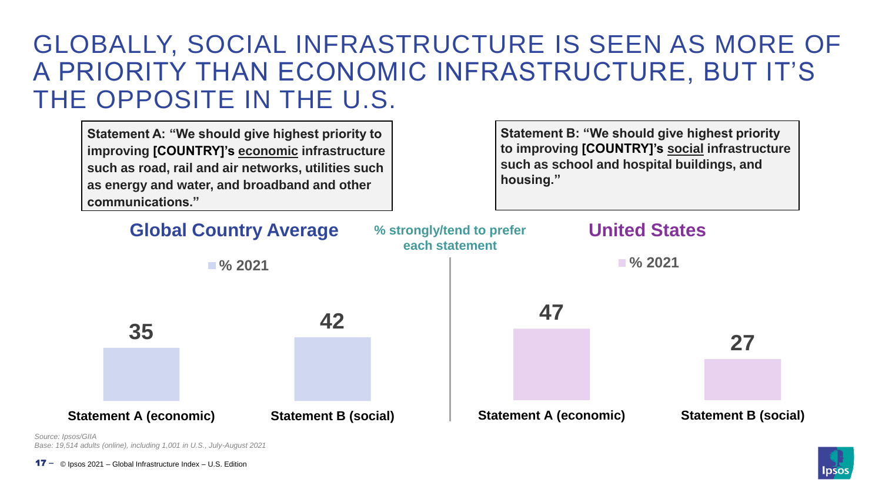# GLOBALLY, SOCIAL INFRASTRUCTURE IS SEEN AS MORE OF A PRIORITY THAN ECONOMIC INFRASTRUCTURE, BUT IT'S THE OPPOSITE IN THE U.S.

**Statement A: "We should give highest priority to improving [COUNTRY]'s economic infrastructure such as road, rail and air networks, utilities such as energy and water, and broadband and other communications."**

**Statement B: "We should give highest priority to improving [COUNTRY]'s social infrastructure such as school and hospital buildings, and housing."**

**% strongly/tend to prefer each statement**

## Global Country Average

| | % 2021 |
|---|---|
| Statement A (economic) | 35 |
| Statement B (social) | 42 |

## United States

| | % 2021 |
|---|---|
| Statement A (economic) | 47 |
| Statement B (social) | 27 |

*Source: Ipsos/GIIA*
*Base: 19,514 adults (online), including 1,001 in U.S., July-August 2021*

© Ipsos 2021 – Global Infrastructure Index – U.S. Edition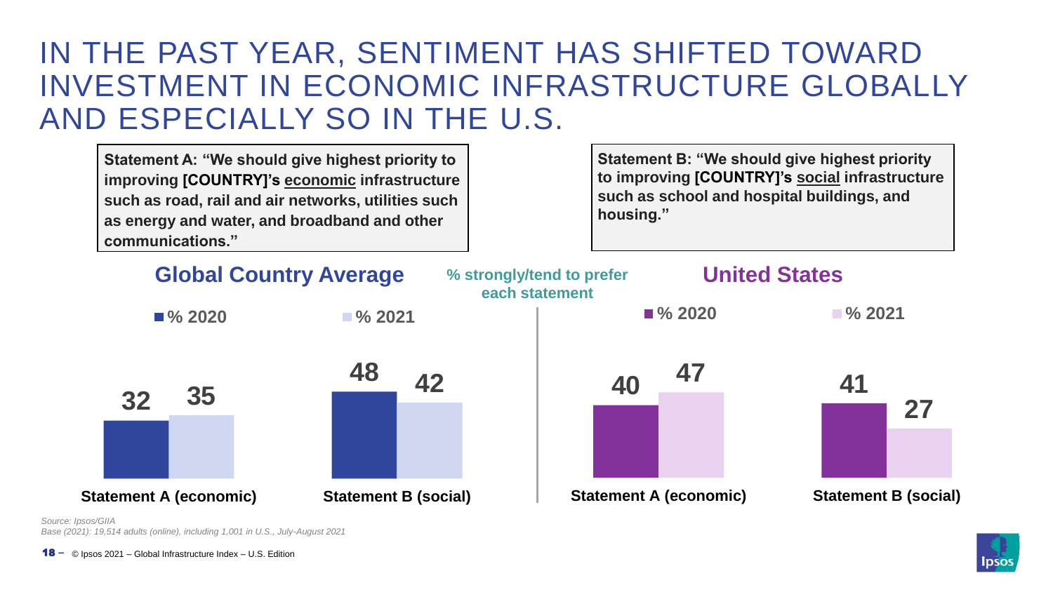# IN THE PAST YEAR, SENTIMENT HAS SHIFTED TOWARD INVESTMENT IN ECONOMIC INFRASTRUCTURE GLOBALLY AND ESPECIALLY SO IN THE U.S.

**Statement A: "We should give highest priority to improving [COUNTRY]'s economic infrastructure such as road, rail and air networks, utilities such as energy and water, and broadband and other communications."**

**Statement B: "We should give highest priority to improving [COUNTRY]'s social infrastructure such as school and hospital buildings, and housing."**

**% strongly/tend to prefer each statement**

## Global Country Average

| | % 2020 | % 2021 |
|---|---|---|
| Statement A (economic) | 32 | 35 |
| Statement B (social) | 48 | 42 |

## United States

| | % 2020 | % 2021 |
|---|---|---|
| Statement A (economic) | 40 | 47 |
| Statement B (social) | 41 | 27 |

*Source: Ipsos/GIIA*
*Base (2021): 19,514 adults (online), including 1,001 in U.S., July-August 2021*

© Ipsos 2021 – Global Infrastructure Index – U.S. Edition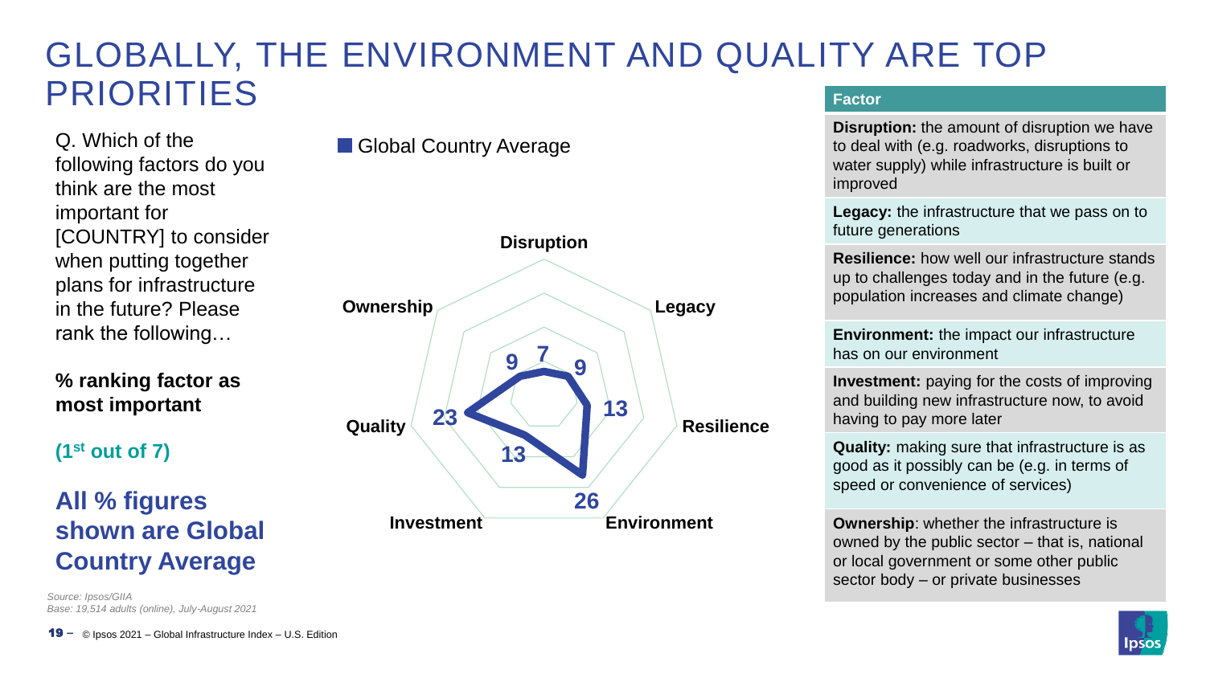# GLOBALLY, THE ENVIRONMENT AND QUALITY ARE TOP PRIORITIES

Q. Which of the following factors do you think are the most important for [COUNTRY] to consider when putting together plans for infrastructure in the future? Please rank the following…

**% ranking factor as most important**

**(1st out of 7)**

**All % figures shown are Global Country Average**

Global Country Average

| Factor | Global Country Average |
| --- | --- |
| Disruption | 7 |
| Legacy | 9 |
| Resilience | 13 |
| Environment | 26 |
| Investment | 13 |
| Quality | 23 |
| Ownership | 9 |

| Factor |
| --- |
| **Disruption:** the amount of disruption we have to deal with (e.g. roadworks, disruptions to water supply) while infrastructure is built or improved |
| **Legacy:** the infrastructure that we pass on to future generations |
| **Resilience:** how well our infrastructure stands up to challenges today and in the future (e.g. population increases and climate change) |
| **Environment:** the impact our infrastructure has on our environment |
| **Investment:** paying for the costs of improving and building new infrastructure now, to avoid having to pay more later |
| **Quality:** making sure that infrastructure is as good as it possibly can be (e.g. in terms of speed or convenience of services) |
| **Ownership**: whether the infrastructure is owned by the public sector – that is, national or local government or some other public sector body – or private businesses |

*Source: Ipsos/GIIA*
*Base: 19,514 adults (online), July-August 2021*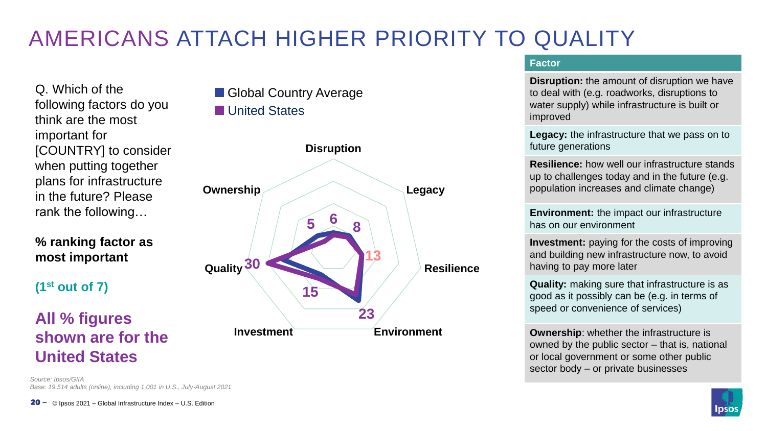# AMERICANS ATTACH HIGHER PRIORITY TO QUALITY

Q. Which of the following factors do you think are the most important for [COUNTRY] to consider when putting together plans for infrastructure in the future? Please rank the following…

**% ranking factor as most important**

**(1st out of 7)**

**All % figures shown are for the United States**

Global Country Average
United States

| Factor | United States (%) |
| --- | --- |
| Disruption | 6 |
| Legacy | 8 |
| Resilience | 13 |
| Environment | 23 |
| Investment | 15 |
| Quality | 30 |
| Ownership | 5 |

| Factor |
| --- |
| **Disruption:** the amount of disruption we have to deal with (e.g. roadworks, disruptions to water supply) while infrastructure is built or improved |
| **Legacy:** the infrastructure that we pass on to future generations |
| **Resilience:** how well our infrastructure stands up to challenges today and in the future (e.g. population increases and climate change) |
| **Environment:** the impact our infrastructure has on our environment |
| **Investment:** paying for the costs of improving and building new infrastructure now, to avoid having to pay more later |
| **Quality:** making sure that infrastructure is as good as it possibly can be (e.g. in terms of speed or convenience of services) |
| **Ownership**: whether the infrastructure is owned by the public sector – that is, national or local government or some other public sector body – or private businesses |

*Source: Ipsos/GIIA*
*Base: 19,514 adults (online), including 1,001 in U.S., July-August 2021*

© Ipsos 2021 – Global Infrastructure Index – U.S. Edition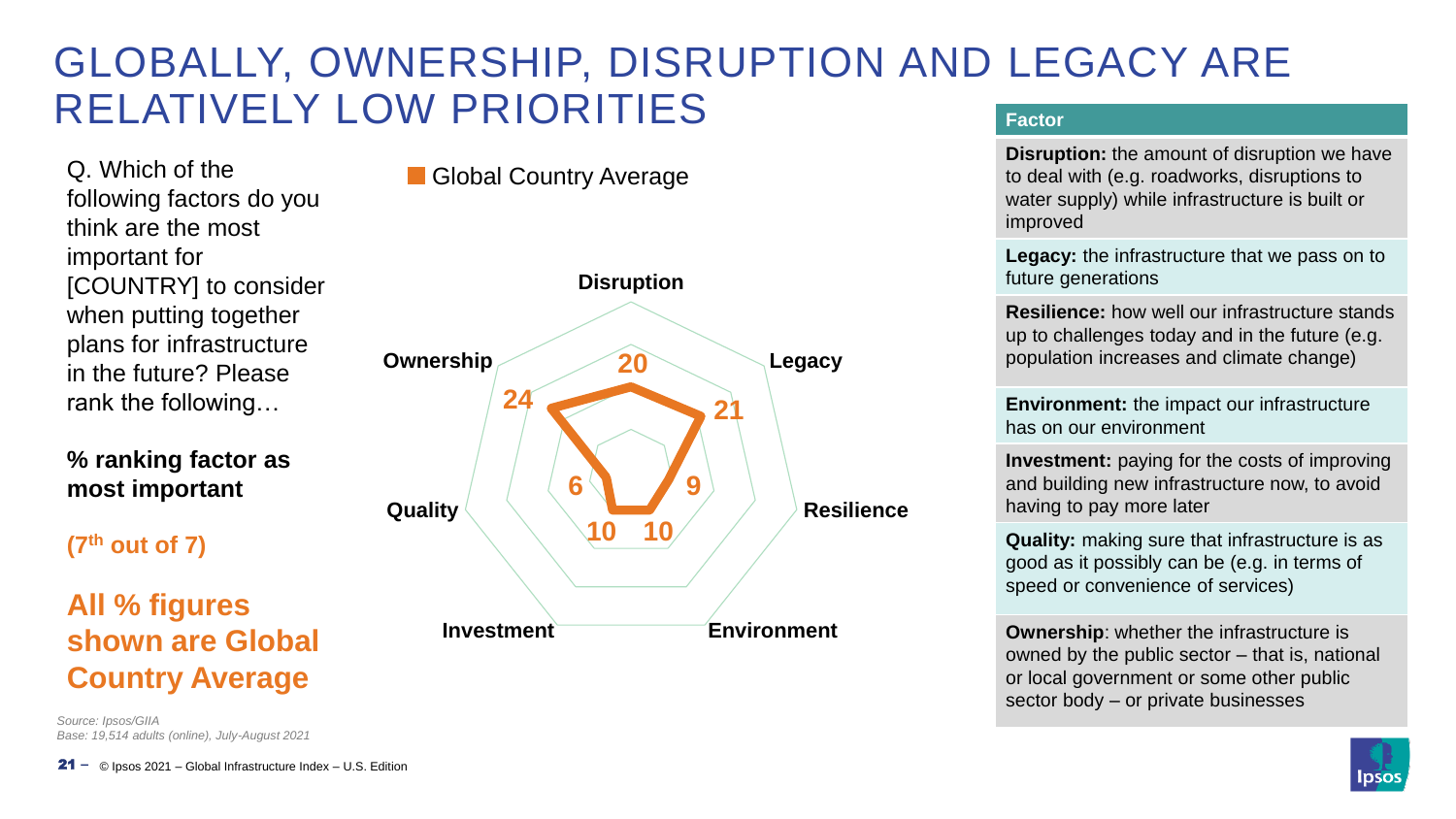# GLOBALLY, OWNERSHIP, DISRUPTION AND LEGACY ARE RELATIVELY LOW PRIORITIES

Q. Which of the following factors do you think are the most important for [COUNTRY] to consider when putting together plans for infrastructure in the future? Please rank the following…

**% ranking factor as most important**

**(7th out of 7)**

**All % figures shown are Global Country Average**

Global Country Average

| Factor | Global Country Average |
|---|---|
| Disruption | 20 |
| Legacy | 21 |
| Resilience | 9 |
| Environment | 10 |
| Investment | 10 |
| Quality | 6 |
| Ownership | 24 |

| Factor |
|---|
| **Disruption:** the amount of disruption we have to deal with (e.g. roadworks, disruptions to water supply) while infrastructure is built or improved |
| **Legacy:** the infrastructure that we pass on to future generations |
| **Resilience:** how well our infrastructure stands up to challenges today and in the future (e.g. population increases and climate change) |
| **Environment:** the impact our infrastructure has on our environment |
| **Investment:** paying for the costs of improving and building new infrastructure now, to avoid having to pay more later |
| **Quality:** making sure that infrastructure is as good as it possibly can be (e.g. in terms of speed or convenience of services) |
| **Ownership**: whether the infrastructure is owned by the public sector – that is, national or local government or some other public sector body – or private businesses |

*Source: Ipsos/GIIA*
*Base: 19,514 adults (online), July-August 2021*

© Ipsos 2021 – Global Infrastructure Index – U.S. Edition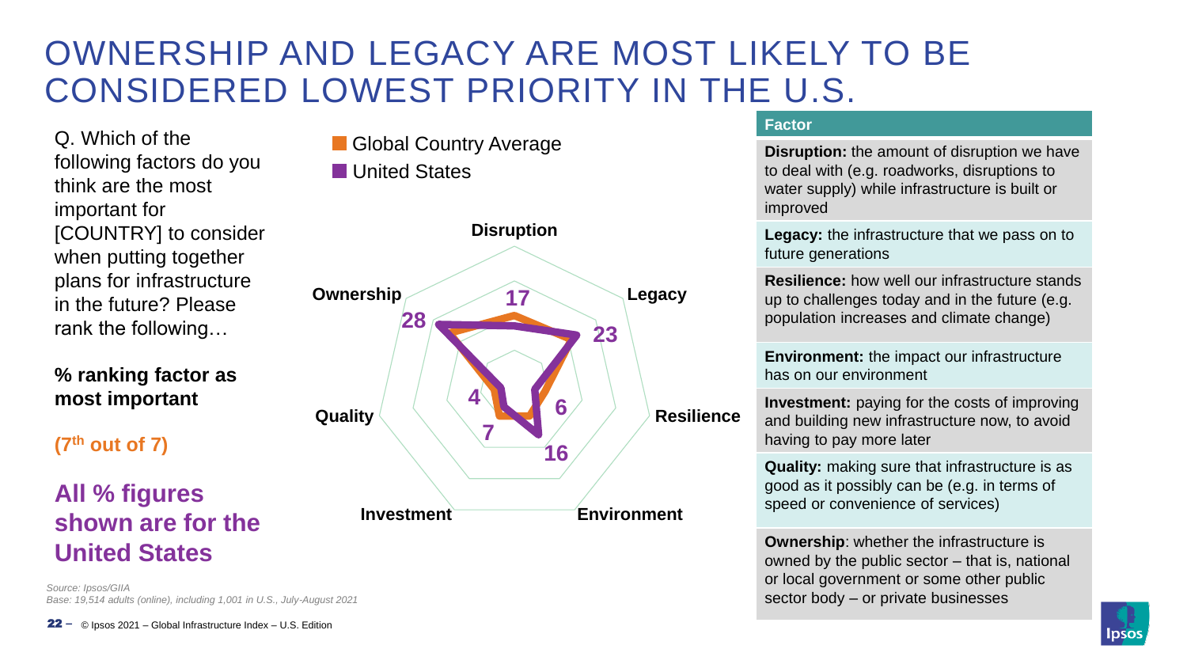# OWNERSHIP AND LEGACY ARE MOST LIKELY TO BE CONSIDERED LOWEST PRIORITY IN THE U.S.

Q. Which of the following factors do you think are the most important for [COUNTRY] to consider when putting together plans for infrastructure in the future? Please rank the following…

**% ranking factor as most important**

**(7th out of 7)**

**All % figures shown are for the United States**

Global Country Average
United States

| Factor | United States (%) |
|---|---|
| Disruption | 17 |
| Legacy | 23 |
| Resilience | 6 |
| Environment | 16 |
| Investment | 7 |
| Quality | 4 |
| Ownership | 28 |

| Factor |
|---|
| **Disruption:** the amount of disruption we have to deal with (e.g. roadworks, disruptions to water supply) while infrastructure is built or improved |
| **Legacy:** the infrastructure that we pass on to future generations |
| **Resilience:** how well our infrastructure stands up to challenges today and in the future (e.g. population increases and climate change) |
| **Environment:** the impact our infrastructure has on our environment |
| **Investment:** paying for the costs of improving and building new infrastructure now, to avoid having to pay more later |
| **Quality:** making sure that infrastructure is as good as it possibly can be (e.g. in terms of speed or convenience of services) |
| **Ownership**: whether the infrastructure is owned by the public sector – that is, national or local government or some other public sector body – or private businesses |

*Source: Ipsos/GIIA*
*Base: 19,514 adults (online), including 1,001 in U.S., July-August 2021*

© Ipsos 2021 – Global Infrastructure Index – U.S. Edition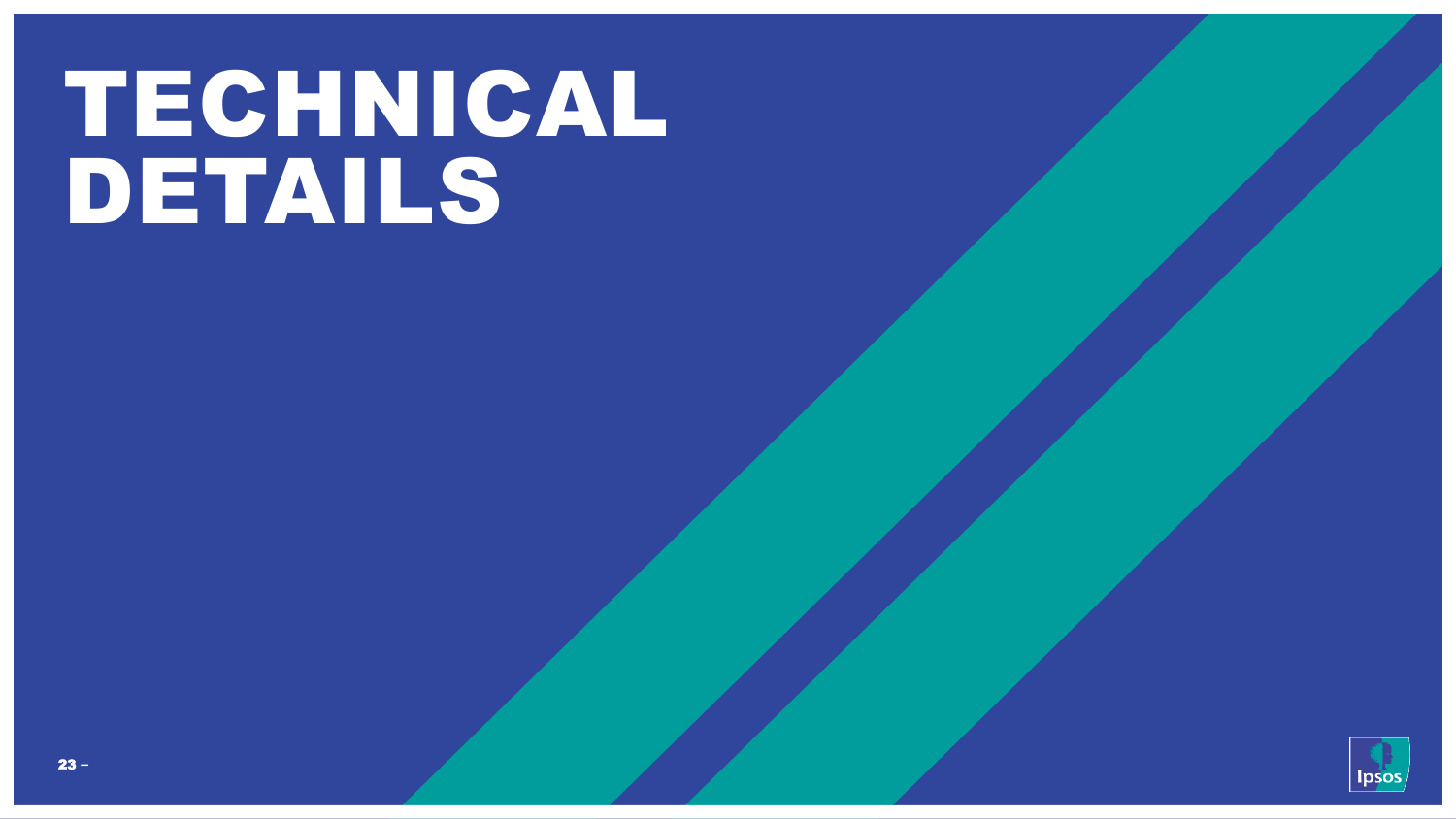# TECHNICAL DETAILS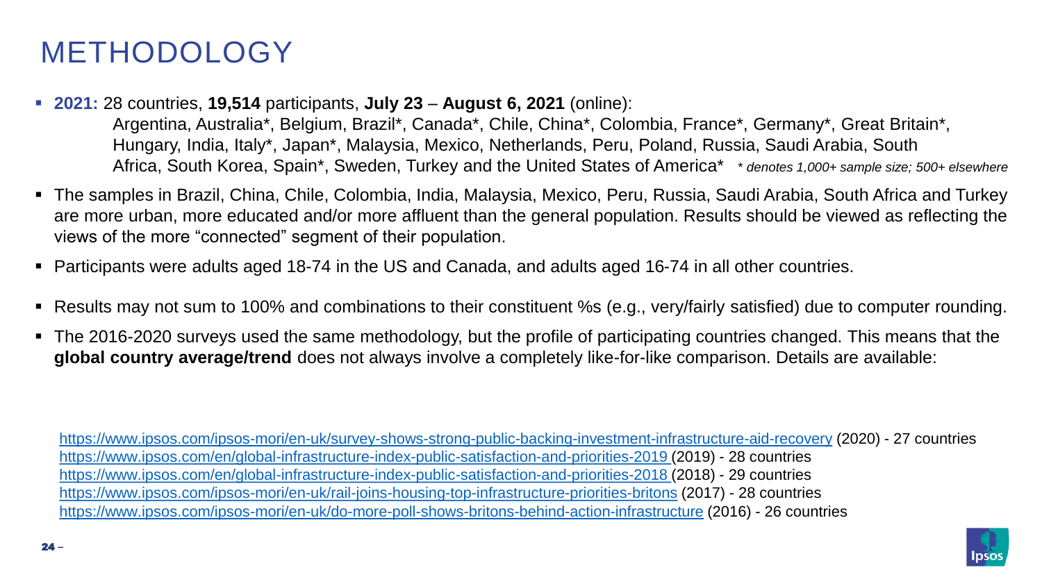# METHODOLOGY

- **2021:** 28 countries, **19,514** participants, **July 23** – **August 6, 2021** (online):
  Argentina, Australia*, Belgium, Brazil*, Canada*, Chile, China*, Colombia, France*, Germany*, Great Britain*, Hungary, India, Italy*, Japan*, Malaysia, Mexico, Netherlands, Peru, Poland, Russia, Saudi Arabia, South Africa, South Korea, Spain*, Sweden, Turkey and the United States of America* *\* denotes 1,000+ sample size; 500+ elsewhere*
- The samples in Brazil, China, Chile, Colombia, India, Malaysia, Mexico, Peru, Russia, Saudi Arabia, South Africa and Turkey are more urban, more educated and/or more affluent than the general population. Results should be viewed as reflecting the views of the more "connected" segment of their population.
- Participants were adults aged 18-74 in the US and Canada, and adults aged 16-74 in all other countries.
- Results may not sum to 100% and combinations to their constituent %s (e.g., very/fairly satisfied) due to computer rounding.
- The 2016-2020 surveys used the same methodology, but the profile of participating countries changed. This means that the **global country average/trend** does not always involve a completely like-for-like comparison. Details are available:

https://www.ipsos.com/ipsos-mori/en-uk/survey-shows-strong-public-backing-investment-infrastructure-aid-recovery (2020) - 27 countries
https://www.ipsos.com/en/global-infrastructure-index-public-satisfaction-and-priorities-2019 (2019) - 28 countries
https://www.ipsos.com/en/global-infrastructure-index-public-satisfaction-and-priorities-2018 (2018) - 29 countries
https://www.ipsos.com/ipsos-mori/en-uk/rail-joins-housing-top-infrastructure-priorities-britons (2017) - 28 countries
https://www.ipsos.com/ipsos-mori/en-uk/do-more-poll-shows-britons-behind-action-infrastructure (2016) - 26 countries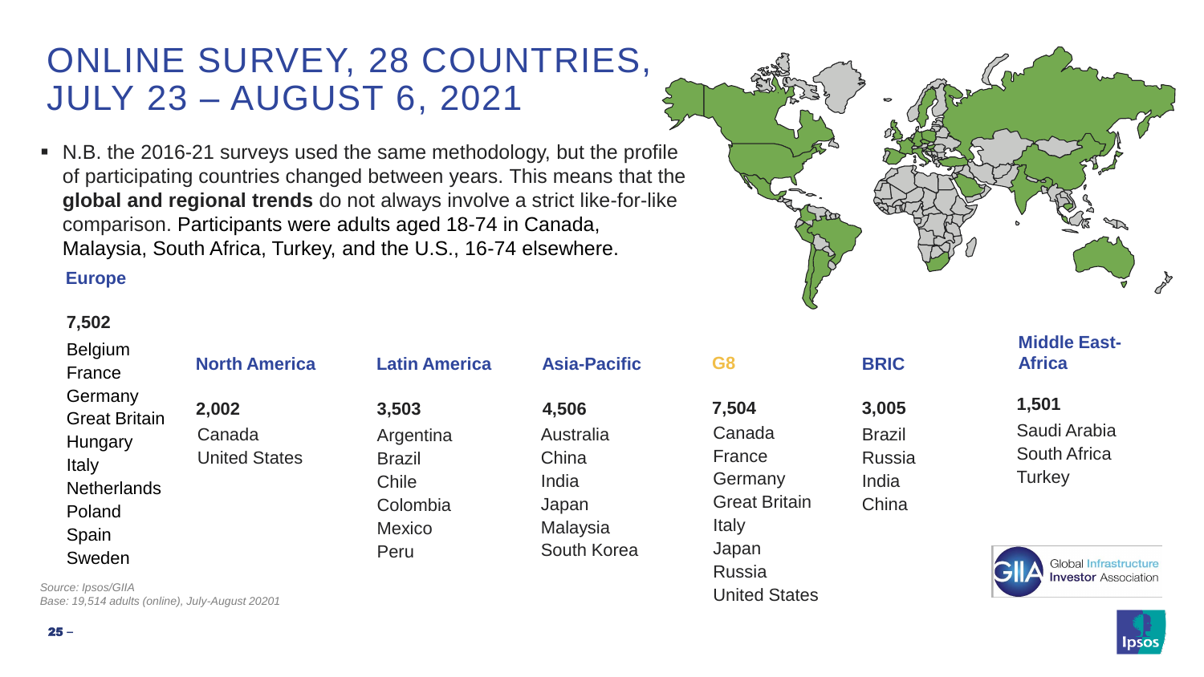# ONLINE SURVEY, 28 COUNTRIES, JULY 23 – AUGUST 6, 2021

- N.B. the 2016-21 surveys used the same methodology, but the profile of participating countries changed between years. This means that the **global and regional trends** do not always involve a strict like-for-like comparison. Participants were adults aged 18-74 in Canada, Malaysia, South Africa, Turkey, and the U.S., 16-74 elsewhere.

| Europe | North America | Latin America | Asia-Pacific | G8 | BRIC | Middle East-Africa |
|---|---|---|---|---|---|---|
| **7,502** | **2,002** | **3,503** | **4,506** | **7,504** | **3,005** | **1,501** |
| Belgium | Canada | Argentina | Australia | Canada | Brazil | Saudi Arabia |
| France | United States | Brazil | China | France | Russia | South Africa |
| Germany | | Chile | India | Germany | India | Turkey |
| Great Britain | | Colombia | Japan | Great Britain | China | |
| Hungary | | Mexico | Malaysia | Italy | | |
| Italy | | Peru | South Korea | Japan | | |
| Netherlands | | | | Russia | | |
| Poland | | | | United States | | |
| Spain | | | | | | |
| Sweden | | | | | | |

*Source: Ipsos/GIIA*
*Base: 19,514 adults (online), July-August 20201*

Global Infrastructure Investor Association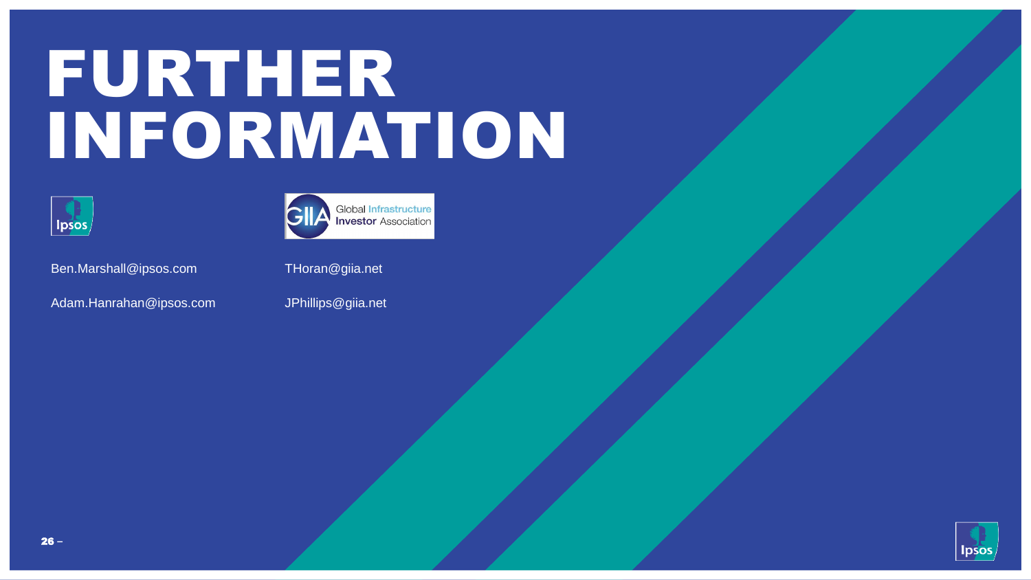# FURTHER INFORMATION

Ipsos

Ben.Marshall@ipsos.com

Adam.Hanrahan@ipsos.com

GIIA Global Infrastructure Investor Association

THoran@giia.net

JPhillips@giia.net